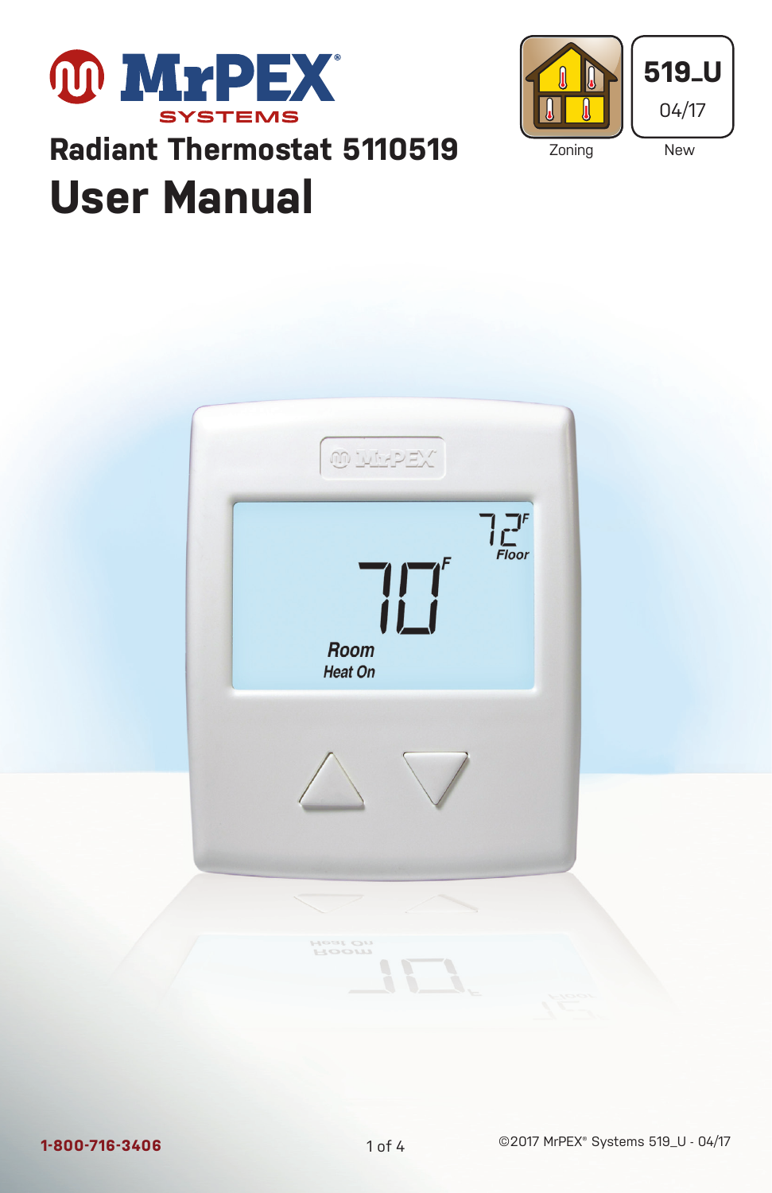MrPEX SYSTEMS

# Radiant Thermostat 5110519

# User Manual

Zoning

519_U
04/17
New

1-800-716-3406

©2017 MrPEX® Systems 519_U - 04/17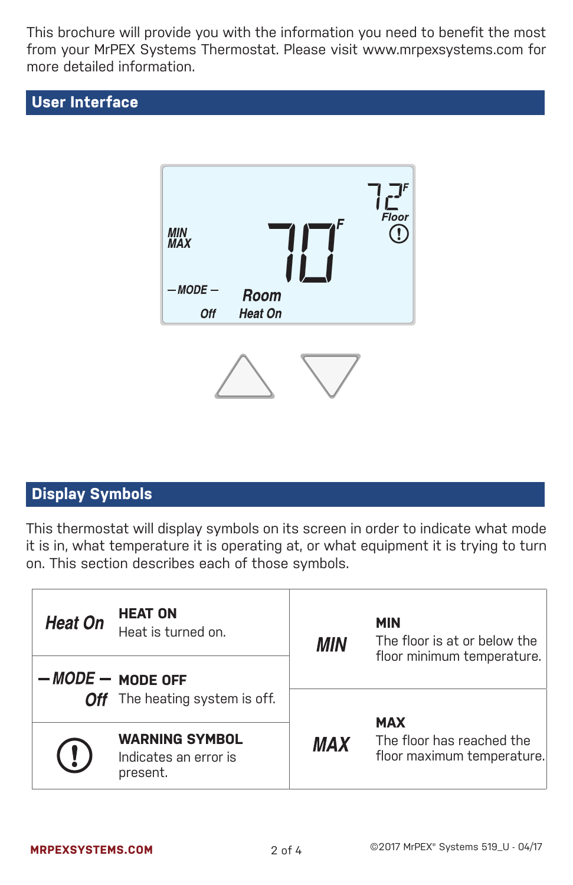This brochure will provide you with the information you need to benefit the most from your MrPEX Systems Thermostat. Please visit www.mrpexsystems.com for more detailed information.

## User Interface

## Display Symbols

This thermostat will display symbols on its screen in order to indicate what mode it is in, what temperature it is operating at, or what equipment it is trying to turn on. This section describes each of those symbols.

| Symbol | Description | Symbol | Description |
|---|---|---|---|
| *Heat On* | **HEAT ON**<br>Heat is turned on. | *MIN* | **MIN**<br>The floor is at or below the floor minimum temperature. |
| *— MODE — Off* | **MODE OFF**<br>The heating system is off. | | |
| (!) | **WARNING SYMBOL**<br>Indicates an error is present. | *MAX* | **MAX**<br>The floor has reached the floor maximum temperature. |

**MRPEXSYSTEMS.COM**

©2017 MrPEX® Systems 519_U - 04/17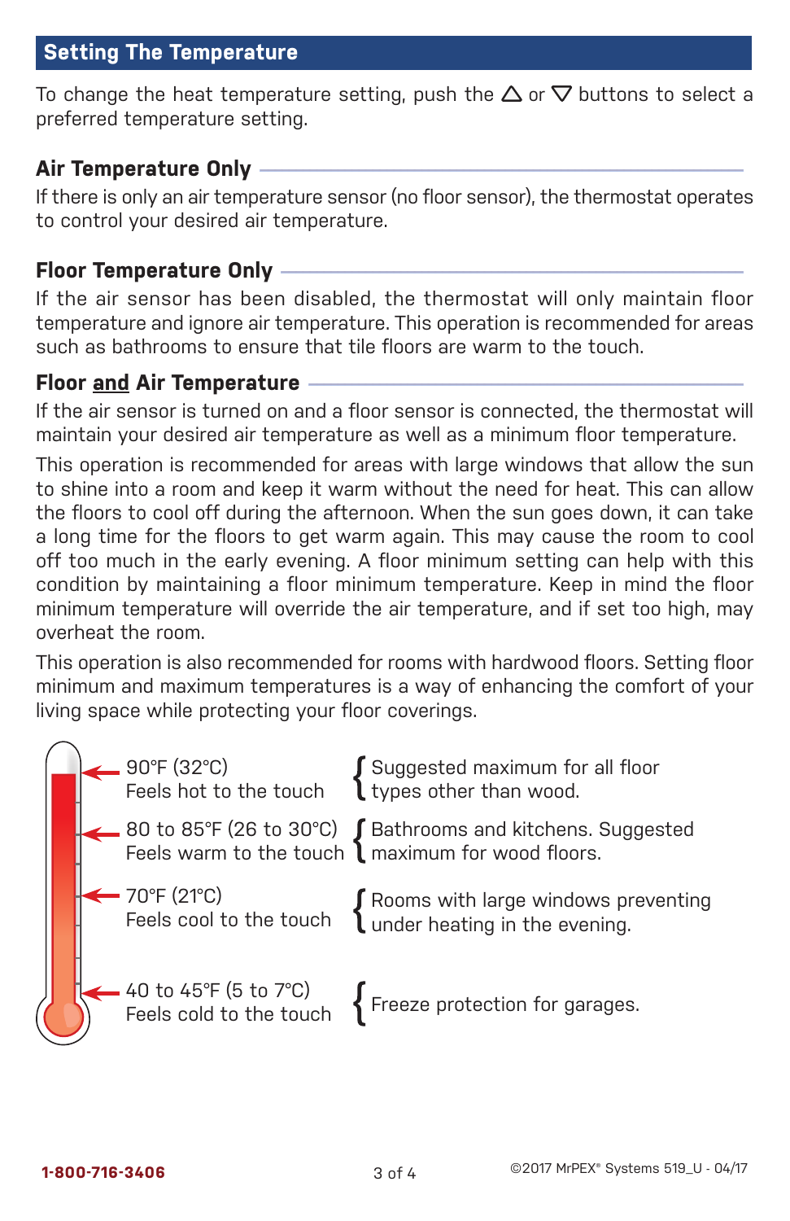## Setting The Temperature

To change the heat temperature setting, push the △ or ▽ buttons to select a preferred temperature setting.

### Air Temperature Only

If there is only an air temperature sensor (no floor sensor), the thermostat operates to control your desired air temperature.

### Floor Temperature Only

If the air sensor has been disabled, the thermostat will only maintain floor temperature and ignore air temperature. This operation is recommended for areas such as bathrooms to ensure that tile floors are warm to the touch.

### Floor <u>and</u> Air Temperature

If the air sensor is turned on and a floor sensor is connected, the thermostat will maintain your desired air temperature as well as a minimum floor temperature.

This operation is recommended for areas with large windows that allow the sun to shine into a room and keep it warm without the need for heat. This can allow the floors to cool off during the afternoon. When the sun goes down, it can take a long time for the floors to get warm again. This may cause the room to cool off too much in the early evening. A floor minimum setting can help with this condition by maintaining a floor minimum temperature. Keep in mind the floor minimum temperature will override the air temperature, and if set too high, may overheat the room.

This operation is also recommended for rooms with hardwood floors. Setting floor minimum and maximum temperatures is a way of enhancing the comfort of your living space while protecting your floor coverings.

| Temperature | Application |
|---|---|
| 90°F (32°C)<br>Feels hot to the touch | Suggested maximum for all floor types other than wood. |
| 80 to 85°F (26 to 30°C)<br>Feels warm to the touch | Bathrooms and kitchens. Suggested maximum for wood floors. |
| 70°F (21°C)<br>Feels cool to the touch | Rooms with large windows preventing under heating in the evening. |
| 40 to 45°F (5 to 7°C)<br>Feels cold to the touch | Freeze protection for garages. |

1-800-716-3406

©2017 MrPEX® Systems 519_U - 04/17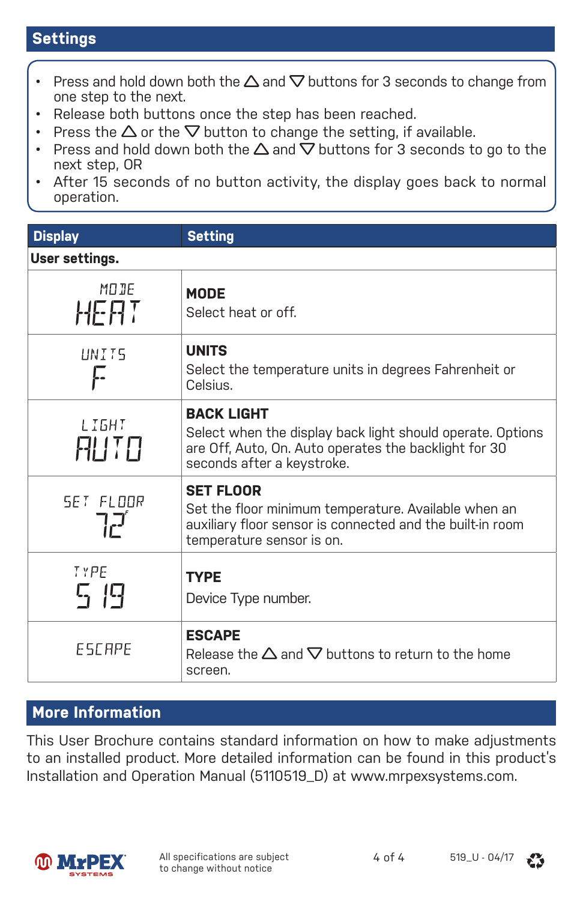## Settings

- Press and hold down both the △ and ▽ buttons for 3 seconds to change from one step to the next.
- Release both buttons once the step has been reached.
- Press the △ or the ▽ button to change the setting, if available.
- Press and hold down both the △ and ▽ buttons for 3 seconds to go to the next step, OR
- After 15 seconds of no button activity, the display goes back to normal operation.

| Display | Setting |
|---|---|
| **User settings.** | |
| MODE HEAT | **MODE**<br>Select heat or off. |
| UNITS F | **UNITS**<br>Select the temperature units in degrees Fahrenheit or Celsius. |
| LIGHT AUTO | **BACK LIGHT**<br>Select when the display back light should operate. Options are Off, Auto, On. Auto operates the backlight for 30 seconds after a keystroke. |
| SET FLOOR 72°F | **SET FLOOR**<br>Set the floor minimum temperature. Available when an auxiliary floor sensor is connected and the built-in room temperature sensor is on. |
| TYPE 519 | **TYPE**<br>Device Type number. |
| ESCAPE | **ESCAPE**<br>Release the △ and ▽ buttons to return to the home screen. |

## More Information

This User Brochure contains standard information on how to make adjustments to an installed product. More detailed information can be found in this product's Installation and Operation Manual (5110519_D) at www.mrpexsystems.com.

MrPEX SYSTEMS

All specifications are subject to change without notice

519_U - 04/17